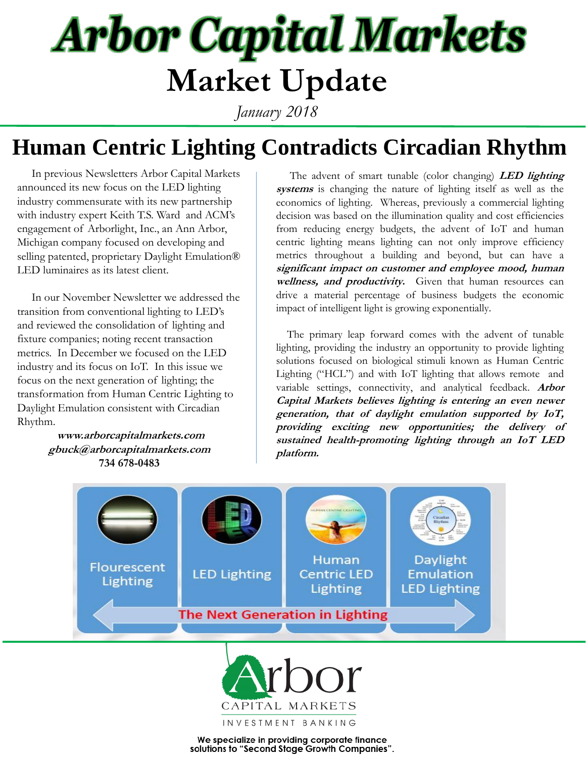# Arbor Capital Markets

## Market Update

*January 2018*

# Human Centric Lighting Contradicts Circadian Rhythm

In previous Newsletters Arbor Capital Markets announced its new focus on the LED lighting industry commensurate with its new partnership with industry expert Keith T.S. Ward and ACM's engagement of Arborlight, Inc., an Ann Arbor, Michigan company focused on developing and selling patented, proprietary Daylight Emulation® LED luminaires as its latest client.

In our November Newsletter we addressed the transition from conventional lighting to LED's and reviewed the consolidation of lighting and fixture companies; noting recent transaction metrics. In December we focused on the LED industry and its focus on IoT. In this issue we focus on the next generation of lighting; the transformation from Human Centric Lighting to Daylight Emulation consistent with Circadian Rhythm.

***www.arborcapitalmarkets.com***
***gbuck@arborcapitalmarkets.com***
**734 678-0483**

The advent of smart tunable (color changing) ***LED lighting systems*** is changing the nature of lighting itself as well as the economics of lighting. Whereas, previously a commercial lighting decision was based on the illumination quality and cost efficiencies from reducing energy budgets, the advent of IoT and human centric lighting means lighting can not only improve efficiency metrics throughout a building and beyond, but can have a ***significant impact on customer and employee mood, human wellness, and productivity.*** Given that human resources can drive a material percentage of business budgets the economic impact of intelligent light is growing exponentially.

The primary leap forward comes with the advent of tunable lighting, providing the industry an opportunity to provide lighting solutions focused on biological stimuli known as Human Centric Lighting ("HCL") and with IoT lighting that allows remote and variable settings, connectivity, and analytical feedback. ***Arbor Capital Markets believes lighting is entering an even newer generation, that of daylight emulation supported by IoT, providing exciting new opportunities; the delivery of sustained health-promoting lighting through an IoT LED platform.***

Flourescent Lighting | LED Lighting | Human Centric LED Lighting | Daylight Emulation LED Lighting

The Next Generation in Lighting

Arbor CAPITAL MARKETS INVESTMENT BANKING

**We specialize in providing corporate finance solutions to "Second Stage Growth Companies".**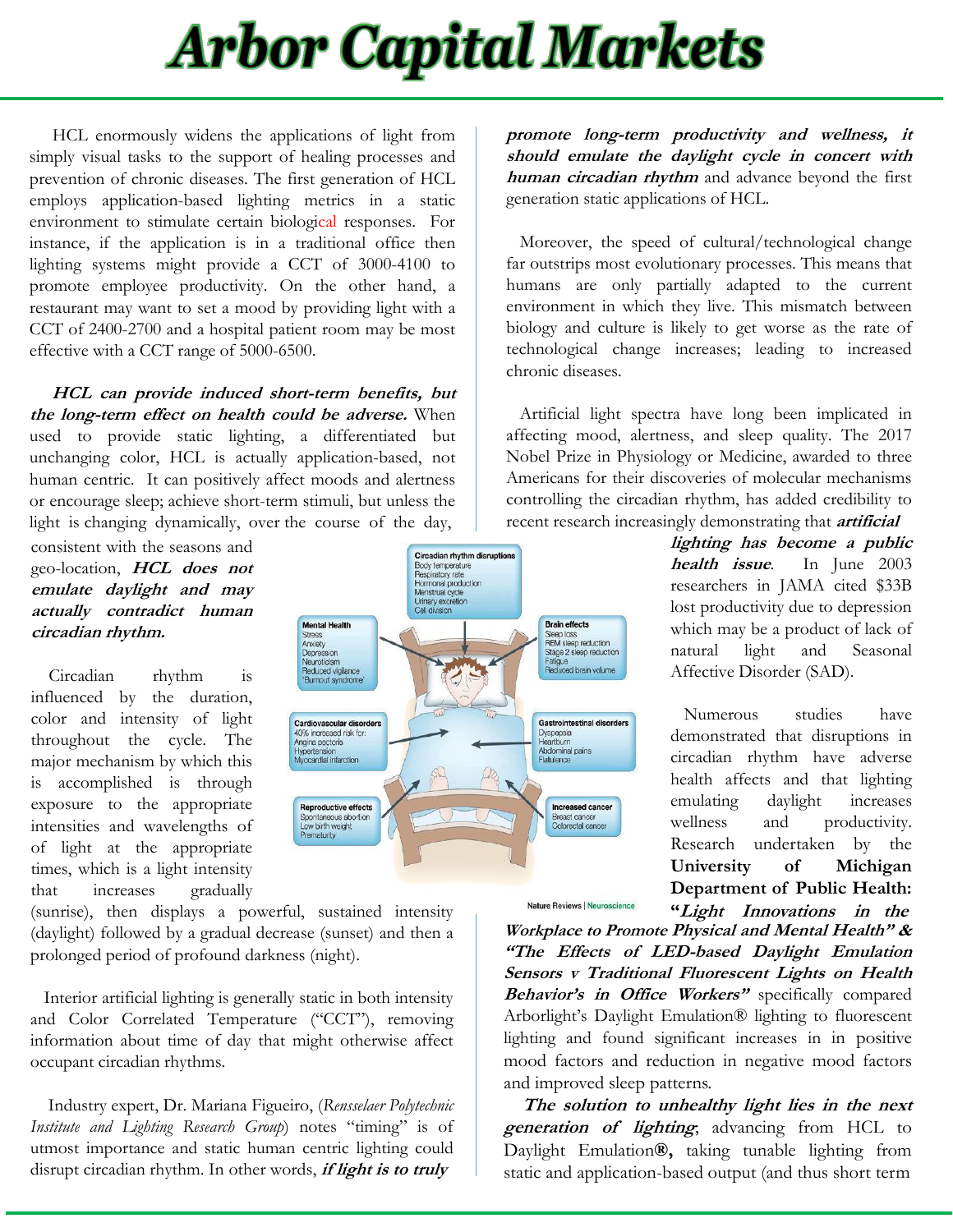# Arbor Capital Markets

HCL enormously widens the applications of light from simply visual tasks to the support of healing processes and prevention of chronic diseases. The first generation of HCL employs application-based lighting metrics in a static environment to stimulate certain biological responses. For instance, if the application is in a traditional office then lighting systems might provide a CCT of 3000-4100 to promote employee productivity. On the other hand, a restaurant may want to set a mood by providing light with a CCT of 2400-2700 and a hospital patient room may be most effective with a CCT range of 5000-6500.

***HCL can provide induced short-term benefits, but the long-term effect on health could be adverse.*** When used to provide static lighting, a differentiated but unchanging color, HCL is actually application-based, not human centric. It can positively affect moods and alertness or encourage sleep; achieve short-term stimuli, but unless the light is changing dynamically, over the course of the day, consistent with the seasons and geo-location, ***HCL does not emulate daylight and may actually contradict human circadian rhythm.***

Circadian rhythm is influenced by the duration, color and intensity of light throughout the cycle. The major mechanism by which this is accomplished is through exposure to the appropriate intensities and wavelengths of of light at the appropriate times, which is a light intensity that increases gradually (sunrise), then displays a powerful, sustained intensity (daylight) followed by a gradual decrease (sunset) and then a prolonged period of profound darkness (night).

Interior artificial lighting is generally static in both intensity and Color Correlated Temperature ("CCT"), removing information about time of day that might otherwise affect occupant circadian rhythms.

Industry expert, Dr. Mariana Figueiro, (*Rensselaer Polytechnic Institute and Lighting Research Group*) notes "timing" is of utmost importance and static human centric lighting could disrupt circadian rhythm. In other words, ***if light is to truly promote long-term productivity and wellness, it should emulate the daylight cycle in concert with human circadian rhythm*** and advance beyond the first generation static applications of HCL.

Moreover, the speed of cultural/technological change far outstrips most evolutionary processes. This means that humans are only partially adapted to the current environment in which they live. This mismatch between biology and culture is likely to get worse as the rate of technological change increases; leading to increased chronic diseases.

Artificial light spectra have long been implicated in affecting mood, alertness, and sleep quality. The 2017 Nobel Prize in Physiology or Medicine, awarded to three Americans for their discoveries of molecular mechanisms controlling the circadian rhythm, has added credibility to recent research increasingly demonstrating that ***artificial lighting has become a public health issue***. In June 2003 researchers in JAMA cited $33B lost productivity due to depression which may be a product of lack of natural light and Seasonal Affective Disorder (SAD).

Nature Reviews | Neuroscience

Numerous studies have demonstrated that disruptions in circadian rhythm have adverse health affects and that lighting emulating daylight increases wellness and productivity. Research undertaken by the **University of Michigan Department of Public Health: "*Light Innovations in the Workplace to Promote Physical and Mental Health" & "The Effects of LED-based Daylight Emulation Sensors v Traditional Fluorescent Lights on Health Behavior's in Office Workers"*** specifically compared Arborlight's Daylight Emulation® lighting to fluorescent lighting and found significant increases in in positive mood factors and reduction in negative mood factors and improved sleep patterns.

***The solution to unhealthy light lies in the next generation of lighting***, advancing from HCL to Daylight Emulation**®,** taking tunable lighting from static and application-based output (and thus short term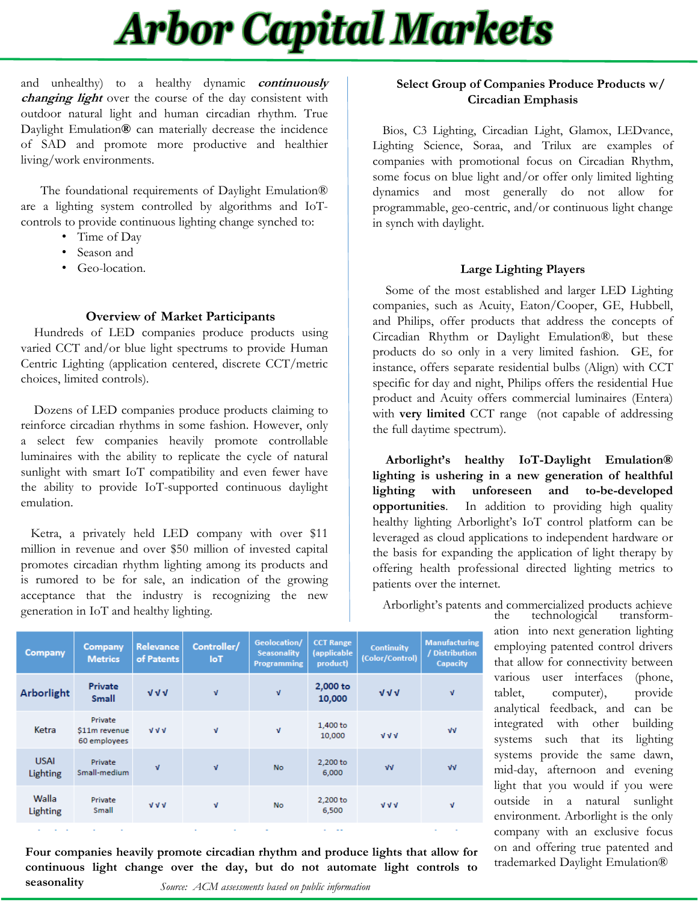and unhealthy) to a healthy dynamic ***continuously changing light*** over the course of the day consistent with outdoor natural light and human circadian rhythm. True Daylight Emulation**®** can materially decrease the incidence of SAD and promote more productive and healthier living/work environments.

The foundational requirements of Daylight Emulation® are a lighting system controlled by algorithms and IoT-controls to provide continuous lighting change synched to:

- Time of Day
- Season and
- Geo-location.

### Overview of Market Participants

Hundreds of LED companies produce products using varied CCT and/or blue light spectrums to provide Human Centric Lighting (application centered, discrete CCT/metric choices, limited controls).

Dozens of LED companies produce products claiming to reinforce circadian rhythms in some fashion. However, only a select few companies heavily promote controllable luminaires with the ability to replicate the cycle of natural sunlight with smart IoT compatibility and even fewer have the ability to provide IoT-supported continuous daylight emulation.

Ketra, a privately held LED company with over $11 million in revenue and over $50 million of invested capital promotes circadian rhythm lighting among its products and is rumored to be for sale, an indication of the growing acceptance that the industry is recognizing the new generation in IoT and healthy lighting.

### Select Group of Companies Produce Products w/ Circadian Emphasis

Bios, C3 Lighting, Circadian Light, Glamox, LEDvance, Lighting Science, Soraa, and Trilux are examples of companies with promotional focus on Circadian Rhythm, some focus on blue light and/or offer only limited lighting dynamics and most generally do not allow for programmable, geo-centric, and/or continuous light change in synch with daylight.

### Large Lighting Players

Some of the most established and larger LED Lighting companies, such as Acuity, Eaton/Cooper, GE, Hubbell, and Philips, offer products that address the concepts of Circadian Rhythm or Daylight Emulation®, but these products do so only in a very limited fashion. GE, for instance, offers separate residential bulbs (Align) with CCT specific for day and night, Philips offers the residential Hue product and Acuity offers commercial luminaires (Entera) with **very limited** CCT range (not capable of addressing the full daytime spectrum).

**Arborlight's healthy IoT-Daylight Emulation® lighting is ushering in a new generation of healthful lighting with unforeseen and to-be-developed opportunities**. In addition to providing high quality healthy lighting Arborlight's IoT control platform can be leveraged as cloud applications to independent hardware or the basis for expanding the application of light therapy by offering health professional directed lighting metrics to patients over the internet.

Arborlight's patents and commercialized products achieve the technological transformation into next generation lighting employing patented control drivers that allow for connectivity between various user interfaces (phone, tablet, computer), provide analytical feedback, and can be integrated with other building systems such that its lighting systems provide the same dawn, mid-day, afternoon and evening light that you would if you were outside in a natural sunlight environment. Arborlight is the only company with an exclusive focus on and offering true patented and trademarked Daylight Emulation®

| Company | Company Metrics | Relevance of Patents | Controller/ IoT | Geolocation/ Seasonality Programming | CCT Range (applicable product) | Continuity (Color/Control) | Manufacturing / Distribution Capacity |
|---|---|---|---|---|---|---|---|
| Arborlight | Private Small | √√√ | √ | √ | 2,000 to 10,000 | √√√ | √ |
| Ketra | Private $11m revenue 60 employees | √√√ | √ | √ | 1,400 to 10,000 | √√√ | √√ |
| USAI Lighting | Private Small-medium | √ | √ | No | 2,200 to 6,000 | √√ | √√ |
| Walla Lighting | Private Small | √√√ | √ | No | 2,200 to 6,500 | √√√ | √ |

**Four companies heavily promote circadian rhythm and produce lights that allow for continuous light change over the day, but do not automate light controls to seasonality**

*Source: ACM assessments based on public information*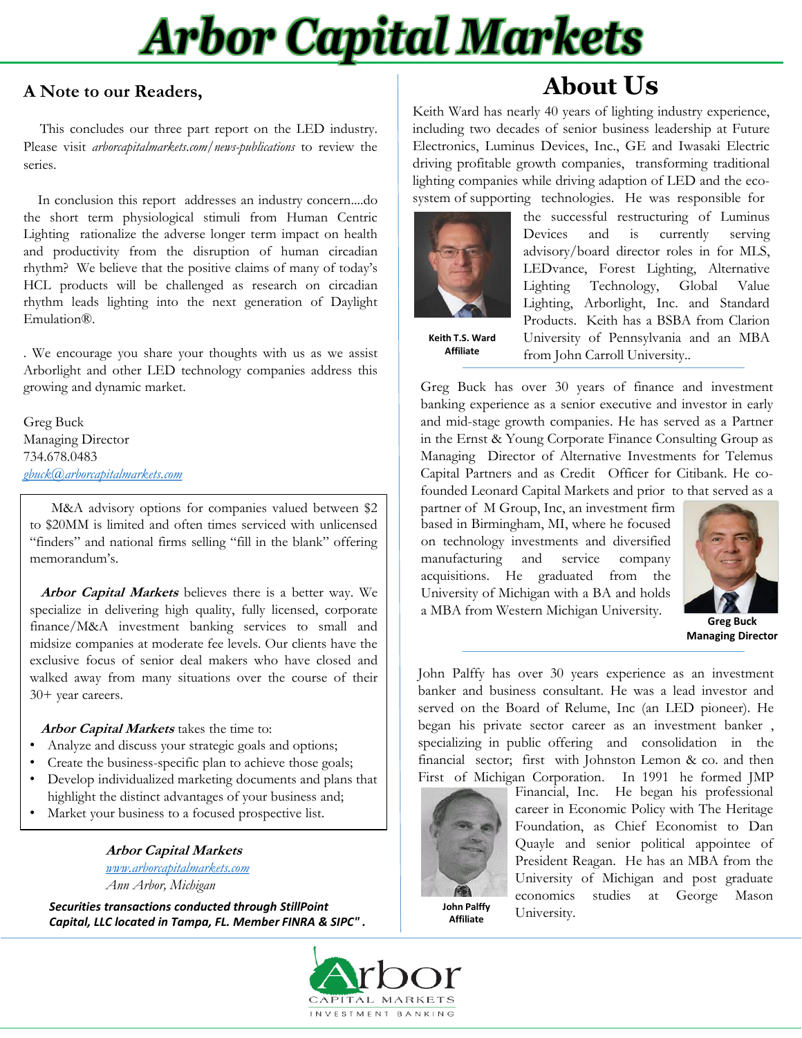# Arbor Capital Markets

## A Note to our Readers,

This concludes our three part report on the LED industry. Please visit *arborcapitalmarkets.com/news-publications* to review the series.

In conclusion this report addresses an industry concern....do the short term physiological stimuli from Human Centric Lighting rationalize the adverse longer term impact on health and productivity from the disruption of human circadian rhythm? We believe that the positive claims of many of today's HCL products will be challenged as research on circadian rhythm leads lighting into the next generation of Daylight Emulation®.

. We encourage you share your thoughts with us as we assist Arborlight and other LED technology companies address this growing and dynamic market.

Greg Buck
Managing Director
734.678.0483
gbuck@arborcapitalmarkets.com

M&A advisory options for companies valued between $2 to $20MM is limited and often times serviced with unlicensed "finders" and national firms selling "fill in the blank" offering memorandum's.

***Arbor Capital Markets*** believes there is a better way. We specialize in delivering high quality, fully licensed, corporate finance/M&A investment banking services to small and midsize companies at moderate fee levels. Our clients have the exclusive focus of senior deal makers who have closed and walked away from many situations over the course of their 30+ year careers.

***Arbor Capital Markets*** takes the time to:

- Analyze and discuss your strategic goals and options;
- Create the business-specific plan to achieve those goals;
- Develop individualized marketing documents and plans that highlight the distinct advantages of your business and;
- Market your business to a focused prospective list.

***Arbor Capital Markets***
*www.arborcapitalmarkets.com*
*Ann Arbor, Michigan*

***Securities transactions conducted through StillPoint Capital, LLC located in Tampa, FL. Member FINRA & SIPC" .***

## About Us

Keith Ward has nearly 40 years of lighting industry experience, including two decades of senior business leadership at Future Electronics, Luminus Devices, Inc., GE and Iwasaki Electric driving profitable growth companies, transforming traditional lighting companies while driving adaption of LED and the eco-system of supporting technologies. He was responsible for the successful restructuring of Luminus Devices and is currently serving advisory/board director roles in for MLS, LEDvance, Forest Lighting, Alternative Lighting Technology, Global Value Lighting, Arborlight, Inc. and Standard Products. Keith has a BSBA from Clarion University of Pennsylvania and an MBA from John Carroll University..

**Keith T.S. Ward**
**Affiliate**

Greg Buck has over 30 years of finance and investment banking experience as a senior executive and investor in early and mid-stage growth companies. He has served as a Partner in the Ernst & Young Corporate Finance Consulting Group as Managing Director of Alternative Investments for Telemus Capital Partners and as Credit Officer for Citibank. He co-founded Leonard Capital Markets and prior to that served as a partner of M Group, Inc, an investment firm based in Birmingham, MI, where he focused on technology investments and diversified manufacturing and service company acquisitions. He graduated from the University of Michigan with a BA and holds a MBA from Western Michigan University.

**Greg Buck**
**Managing Director**

John Palffy has over 30 years experience as an investment banker and business consultant. He was a lead investor and served on the Board of Relume, Inc (an LED pioneer). He began his private sector career as an investment banker , specializing in public offering and consolidation in the financial sector; first with Johnston Lemon & co. and then First of Michigan Corporation. In 1991 he formed JMP Financial, Inc. He began his professional career in Economic Policy with The Heritage Foundation, as Chief Economist to Dan Quayle and senior political appointee of President Reagan. He has an MBA from the University of Michigan and post graduate economics studies at George Mason University.

**John Palffy**
**Affiliate**

Arbor
CAPITAL MARKETS
INVESTMENT BANKING